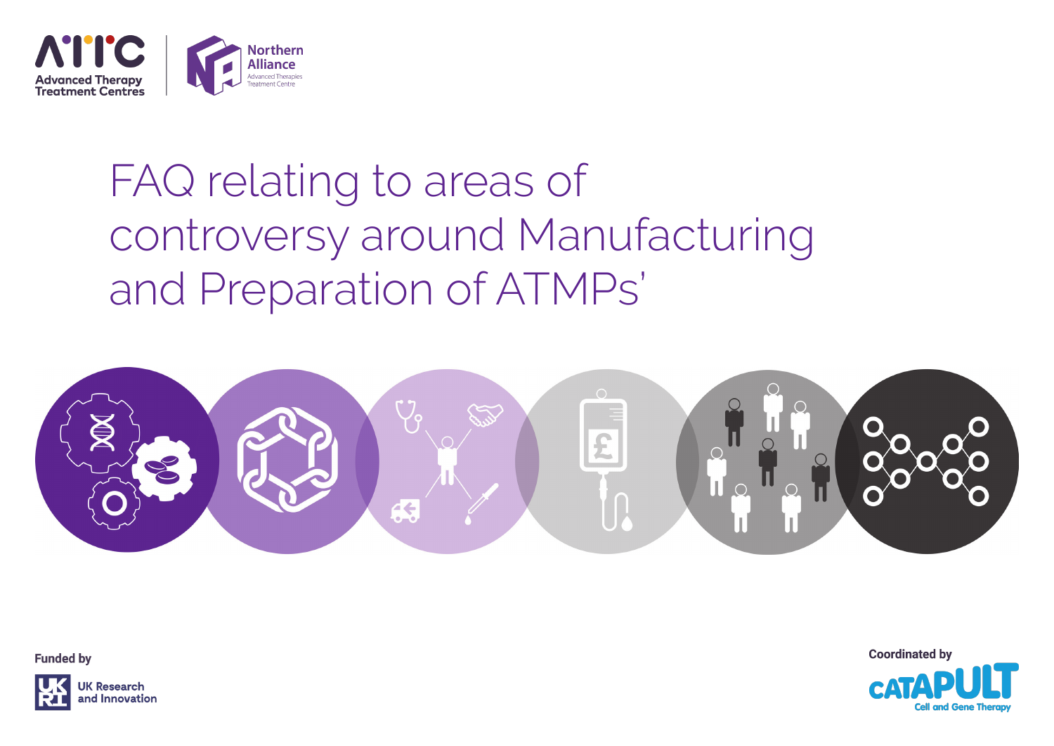Advanced Therapy Treatment Centres

Northern Alliance Advanced Therapies Treatment Centre

# FAQ relating to areas of controversy around Manufacturing and Preparation of ATMPs'

Funded by

UK Research and Innovation

Coordinated by

Catapult Cell and Gene Therapy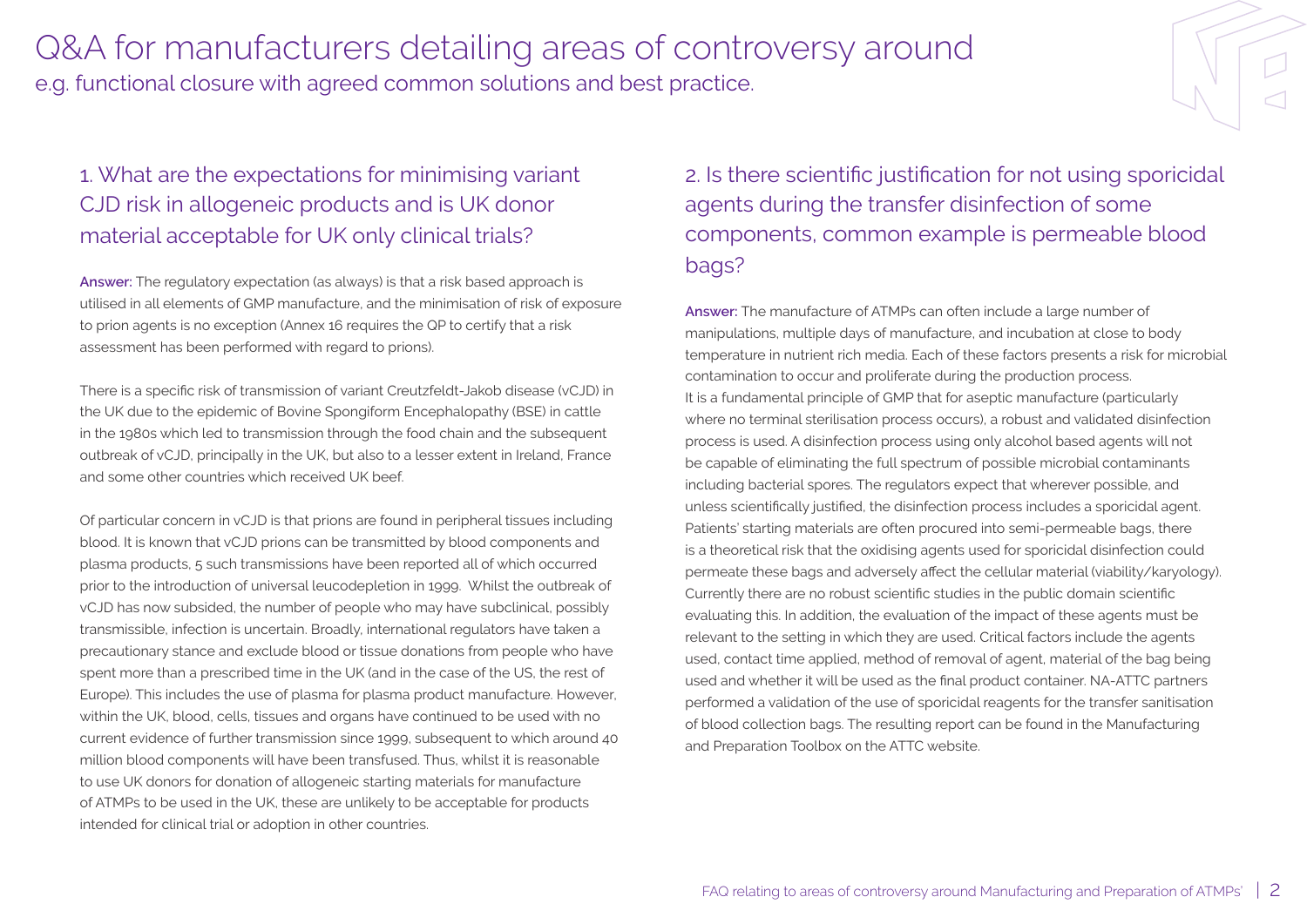# Q&A for manufacturers detailing areas of controversy around

e.g. functional closure with agreed common solutions and best practice.

## 1. What are the expectations for minimising variant CJD risk in allogeneic products and is UK donor material acceptable for UK only clinical trials?

**Answer:** The regulatory expectation (as always) is that a risk based approach is utilised in all elements of GMP manufacture, and the minimisation of risk of exposure to prion agents is no exception (Annex 16 requires the QP to certify that a risk assessment has been performed with regard to prions).

There is a specific risk of transmission of variant Creutzfeldt-Jakob disease (vCJD) in the UK due to the epidemic of Bovine Spongiform Encephalopathy (BSE) in cattle in the 1980s which led to transmission through the food chain and the subsequent outbreak of vCJD, principally in the UK, but also to a lesser extent in Ireland, France and some other countries which received UK beef.

Of particular concern in vCJD is that prions are found in peripheral tissues including blood. It is known that vCJD prions can be transmitted by blood components and plasma products, 5 such transmissions have been reported all of which occurred prior to the introduction of universal leucodepletion in 1999. Whilst the outbreak of vCJD has now subsided, the number of people who may have subclinical, possibly transmissible, infection is uncertain. Broadly, international regulators have taken a precautionary stance and exclude blood or tissue donations from people who have spent more than a prescribed time in the UK (and in the case of the US, the rest of Europe). This includes the use of plasma for plasma product manufacture. However, within the UK, blood, cells, tissues and organs have continued to be used with no current evidence of further transmission since 1999, subsequent to which around 40 million blood components will have been transfused. Thus, whilst it is reasonable to use UK donors for donation of allogeneic starting materials for manufacture of ATMPs to be used in the UK, these are unlikely to be acceptable for products intended for clinical trial or adoption in other countries.

## 2. Is there scientific justification for not using sporicidal agents during the transfer disinfection of some components, common example is permeable blood bags?

**Answer:** The manufacture of ATMPs can often include a large number of manipulations, multiple days of manufacture, and incubation at close to body temperature in nutrient rich media. Each of these factors presents a risk for microbial contamination to occur and proliferate during the production process.
It is a fundamental principle of GMP that for aseptic manufacture (particularly where no terminal sterilisation process occurs), a robust and validated disinfection process is used. A disinfection process using only alcohol based agents will not be capable of eliminating the full spectrum of possible microbial contaminants including bacterial spores. The regulators expect that wherever possible, and unless scientifically justified, the disinfection process includes a sporicidal agent. Patients' starting materials are often procured into semi-permeable bags, there is a theoretical risk that the oxidising agents used for sporicidal disinfection could permeate these bags and adversely affect the cellular material (viability/karyology). Currently there are no robust scientific studies in the public domain scientific evaluating this. In addition, the evaluation of the impact of these agents must be relevant to the setting in which they are used. Critical factors include the agents used, contact time applied, method of removal of agent, material of the bag being used and whether it will be used as the final product container. NA-ATTC partners performed a validation of the use of sporicidal reagents for the transfer sanitisation of blood collection bags. The resulting report can be found in the Manufacturing and Preparation Toolbox on the ATTC website.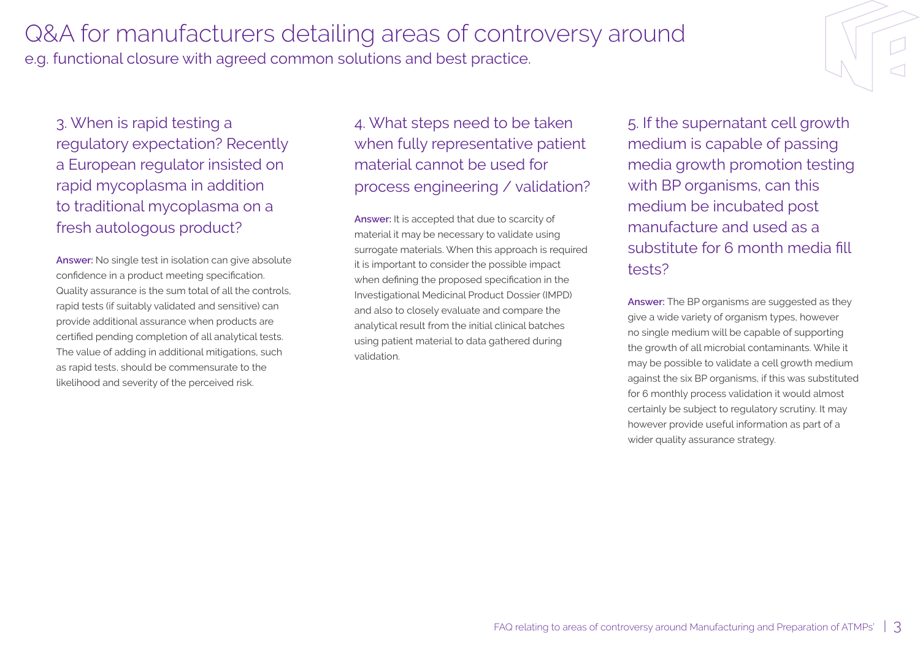# Q&A for manufacturers detailing areas of controversy around

e.g. functional closure with agreed common solutions and best practice.

### 3. When is rapid testing a regulatory expectation? Recently a European regulator insisted on rapid mycoplasma in addition to traditional mycoplasma on a fresh autologous product?

**Answer:** No single test in isolation can give absolute confidence in a product meeting specification. Quality assurance is the sum total of all the controls, rapid tests (if suitably validated and sensitive) can provide additional assurance when products are certified pending completion of all analytical tests. The value of adding in additional mitigations, such as rapid tests, should be commensurate to the likelihood and severity of the perceived risk.

### 4. What steps need to be taken when fully representative patient material cannot be used for process engineering / validation?

**Answer:** It is accepted that due to scarcity of material it may be necessary to validate using surrogate materials. When this approach is required it is important to consider the possible impact when defining the proposed specification in the Investigational Medicinal Product Dossier (IMPD) and also to closely evaluate and compare the analytical result from the initial clinical batches using patient material to data gathered during validation.

### 5. If the supernatant cell growth medium is capable of passing media growth promotion testing with BP organisms, can this medium be incubated post manufacture and used as a substitute for 6 month media fill tests?

**Answer:** The BP organisms are suggested as they give a wide variety of organism types, however no single medium will be capable of supporting the growth of all microbial contaminants. While it may be possible to validate a cell growth medium against the six BP organisms, if this was substituted for 6 monthly process validation it would almost certainly be subject to regulatory scrutiny. It may however provide useful information as part of a wider quality assurance strategy.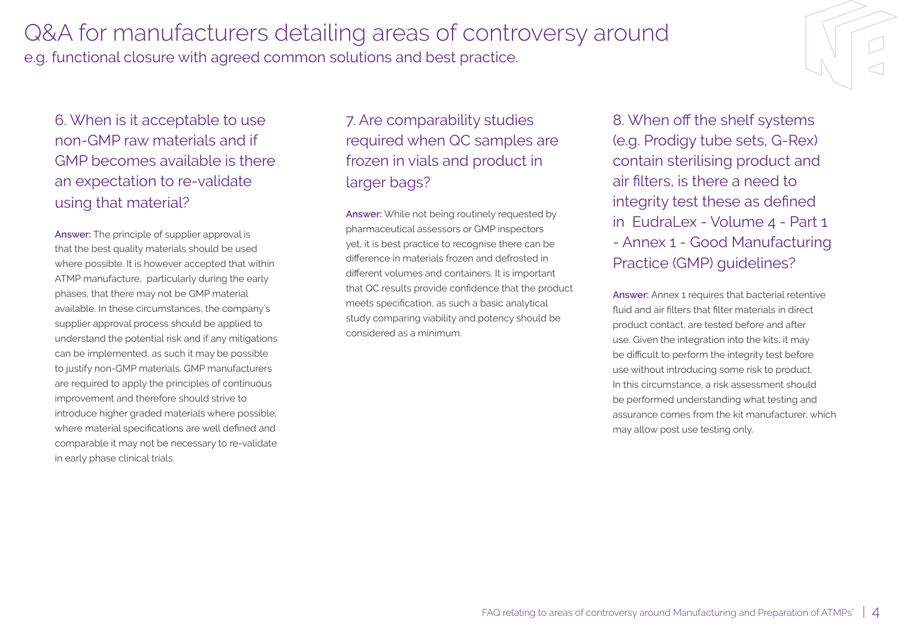# Q&A for manufacturers detailing areas of controversy around

e.g. functional closure with agreed common solutions and best practice.

## 6. When is it acceptable to use non-GMP raw materials and if GMP becomes available is there an expectation to re-validate using that material?

**Answer:** The principle of supplier approval is that the best quality materials should be used where possible. It is however accepted that within ATMP manufacture, particularly during the early phases, that there may not be GMP material available. In these circumstances, the company's supplier approval process should be applied to understand the potential risk and if any mitigations can be implemented, as such it may be possible to justify non-GMP materials. GMP manufacturers are required to apply the principles of continuous improvement and therefore should strive to introduce higher graded materials where possible; where material specifications are well defined and comparable it may not be necessary to re-validate in early phase clinical trials.

## 7. Are comparability studies required when QC samples are frozen in vials and product in larger bags?

**Answer:** While not being routinely requested by pharmaceutical assessors or GMP inspectors yet, it is best practice to recognise there can be difference in materials frozen and defrosted in different volumes and containers. It is important that QC results provide confidence that the product meets specification, as such a basic analytical study comparing viability and potency should be considered as a minimum.

## 8. When off the shelf systems (e.g. Prodigy tube sets, G-Rex) contain sterilising product and air filters, is there a need to integrity test these as defined in EudraLex - Volume 4 - Part 1 - Annex 1 - Good Manufacturing Practice (GMP) guidelines?

**Answer:** Annex 1 requires that bacterial retentive fluid and air filters that filter materials in direct product contact, are tested before and after use. Given the integration into the kits, it may be difficult to perform the integrity test before use without introducing some risk to product. In this circumstance, a risk assessment should be performed understanding what testing and assurance comes from the kit manufacturer, which may allow post use testing only.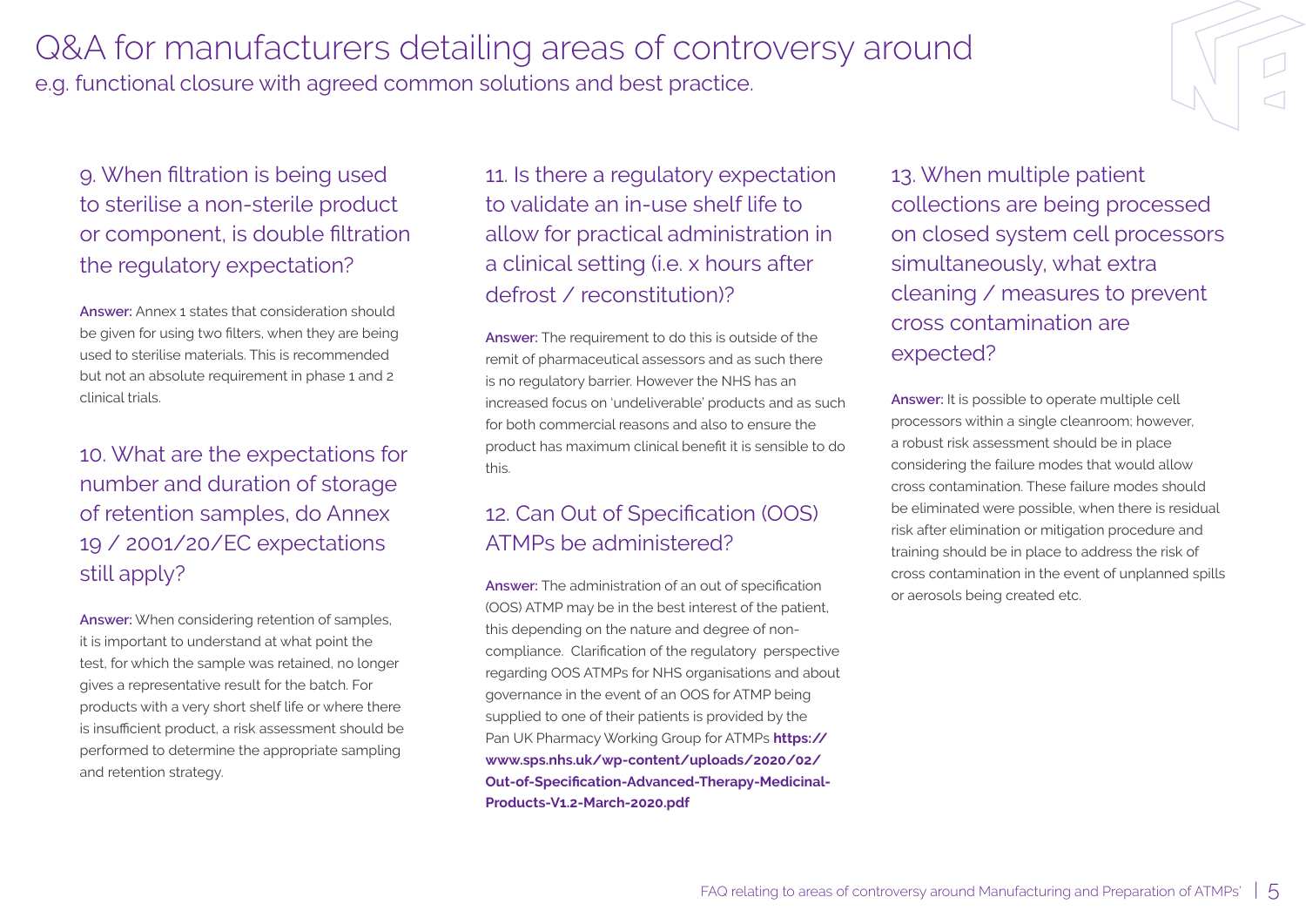# Q&A for manufacturers detailing areas of controversy around

e.g. functional closure with agreed common solutions and best practice.

### 9. When filtration is being used to sterilise a non-sterile product or component, is double filtration the regulatory expectation?

**Answer:** Annex 1 states that consideration should be given for using two filters, when they are being used to sterilise materials. This is recommended but not an absolute requirement in phase 1 and 2 clinical trials.

### 10. What are the expectations for number and duration of storage of retention samples, do Annex 19 / 2001/20/EC expectations still apply?

**Answer:** When considering retention of samples, it is important to understand at what point the test, for which the sample was retained, no longer gives a representative result for the batch. For products with a very short shelf life or where there is insufficient product, a risk assessment should be performed to determine the appropriate sampling and retention strategy.

### 11. Is there a regulatory expectation to validate an in-use shelf life to allow for practical administration in a clinical setting (i.e. x hours after defrost / reconstitution)?

**Answer:** The requirement to do this is outside of the remit of pharmaceutical assessors and as such there is no regulatory barrier. However the NHS has an increased focus on 'undeliverable' products and as such for both commercial reasons and also to ensure the product has maximum clinical benefit it is sensible to do this.

### 12. Can Out of Specification (OOS) ATMPs be administered?

**Answer:** The administration of an out of specification (OOS) ATMP may be in the best interest of the patient, this depending on the nature and degree of non-compliance. Clarification of the regulatory perspective regarding OOS ATMPs for NHS organisations and about governance in the event of an OOS for ATMP being supplied to one of their patients is provided by the Pan UK Pharmacy Working Group for ATMPs **https://www.sps.nhs.uk/wp-content/uploads/2020/02/Out-of-Specification-Advanced-Therapy-Medicinal-Products-V1.2-March-2020.pdf**

### 13. When multiple patient collections are being processed on closed system cell processors simultaneously, what extra cleaning / measures to prevent cross contamination are expected?

**Answer:** It is possible to operate multiple cell processors within a single cleanroom; however, a robust risk assessment should be in place considering the failure modes that would allow cross contamination. These failure modes should be eliminated were possible, when there is residual risk after elimination or mitigation procedure and training should be in place to address the risk of cross contamination in the event of unplanned spills or aerosols being created etc.